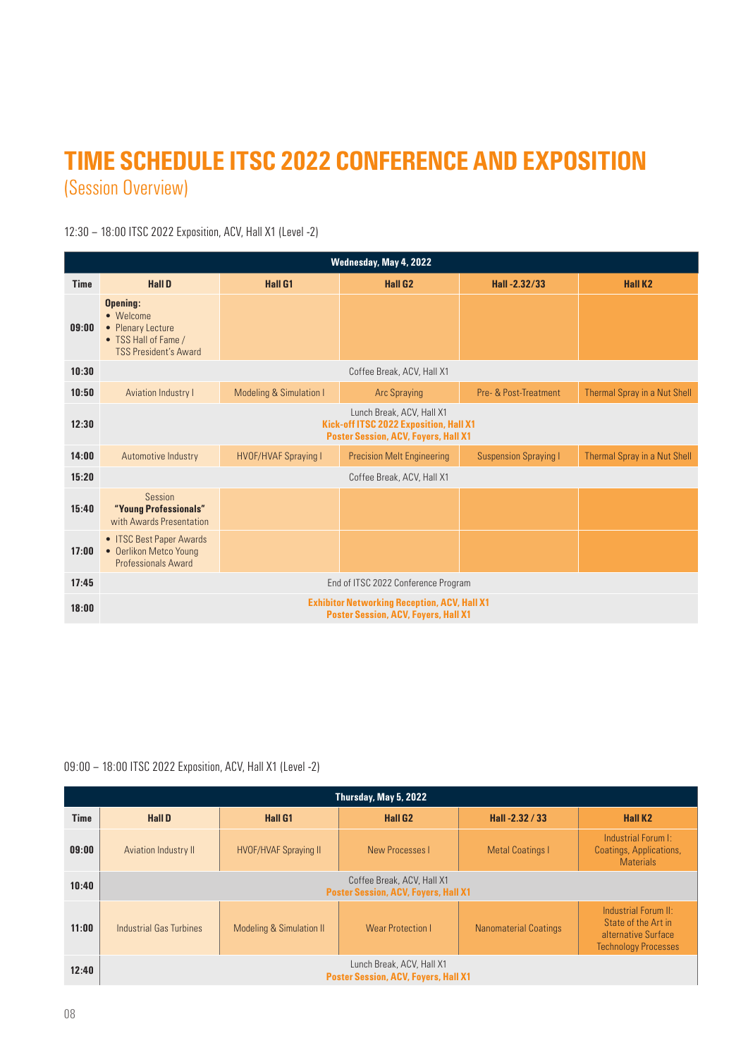# TIME SCHEDULE ITSC 2022 CONFERENCE AND EXPOSITION

(Session Overview)

12:30 – 18:00 ITSC 2022 Exposition, ACV, Hall X1 (Level -2)

| Wednesday, May 4, 2022 | | | | | |
|---|---|---|---|---|---|
| **Time** | **Hall D** | **Hall G1** | **Hall G2** | **Hall -2.32/33** | **Hall K2** |
| **09:00** | **Opening:** • Welcome • Plenary Lecture • TSS Hall of Fame / TSS President's Award | | | | |
| **10:30** | Coffee Break, ACV, Hall X1 | | | | |
| **10:50** | Aviation Industry I | Modeling & Simulation I | Arc Spraying | Pre- & Post-Treatment | Thermal Spray in a Nut Shell |
| **12:30** | Lunch Break, ACV, Hall X1 **Kick-off ITSC 2022 Exposition, Hall X1** **Poster Session, ACV, Foyers, Hall X1** | | | | |
| **14:00** | Automotive Industry | HVOF/HVAF Spraying I | Precision Melt Engineering | Suspension Spraying I | Thermal Spray in a Nut Shell |
| **15:20** | Coffee Break, ACV, Hall X1 | | | | |
| **15:40** | Session **"Young Professionals"** with Awards Presentation | | | | |
| **17:00** | • ITSC Best Paper Awards • Oerlikon Metco Young Professionals Award | | | | |
| **17:45** | End of ITSC 2022 Conference Program | | | | |
| **18:00** | **Exhibitor Networking Reception, ACV, Hall X1** **Poster Session, ACV, Foyers, Hall X1** | | | | |

09:00 – 18:00 ITSC 2022 Exposition, ACV, Hall X1 (Level -2)

| Thursday, May 5, 2022 | | | | | |
|---|---|---|---|---|---|
| **Time** | **Hall D** | **Hall G1** | **Hall G2** | **Hall -2.32 / 33** | **Hall K2** |
| **09:00** | Aviation Industry II | HVOF/HVAF Spraying II | New Processes I | Metal Coatings I | Industrial Forum I: Coatings, Applications, Materials |
| **10:40** | Coffee Break, ACV, Hall X1 **Poster Session, ACV, Foyers, Hall X1** | | | | |
| **11:00** | Industrial Gas Turbines | Modeling & Simulation II | Wear Protection I | Nanomaterial Coatings | Industrial Forum II: State of the Art in alternative Surface Technology Processes |
| **12:40** | Lunch Break, ACV, Hall X1 **Poster Session, ACV, Foyers, Hall X1** | | | | |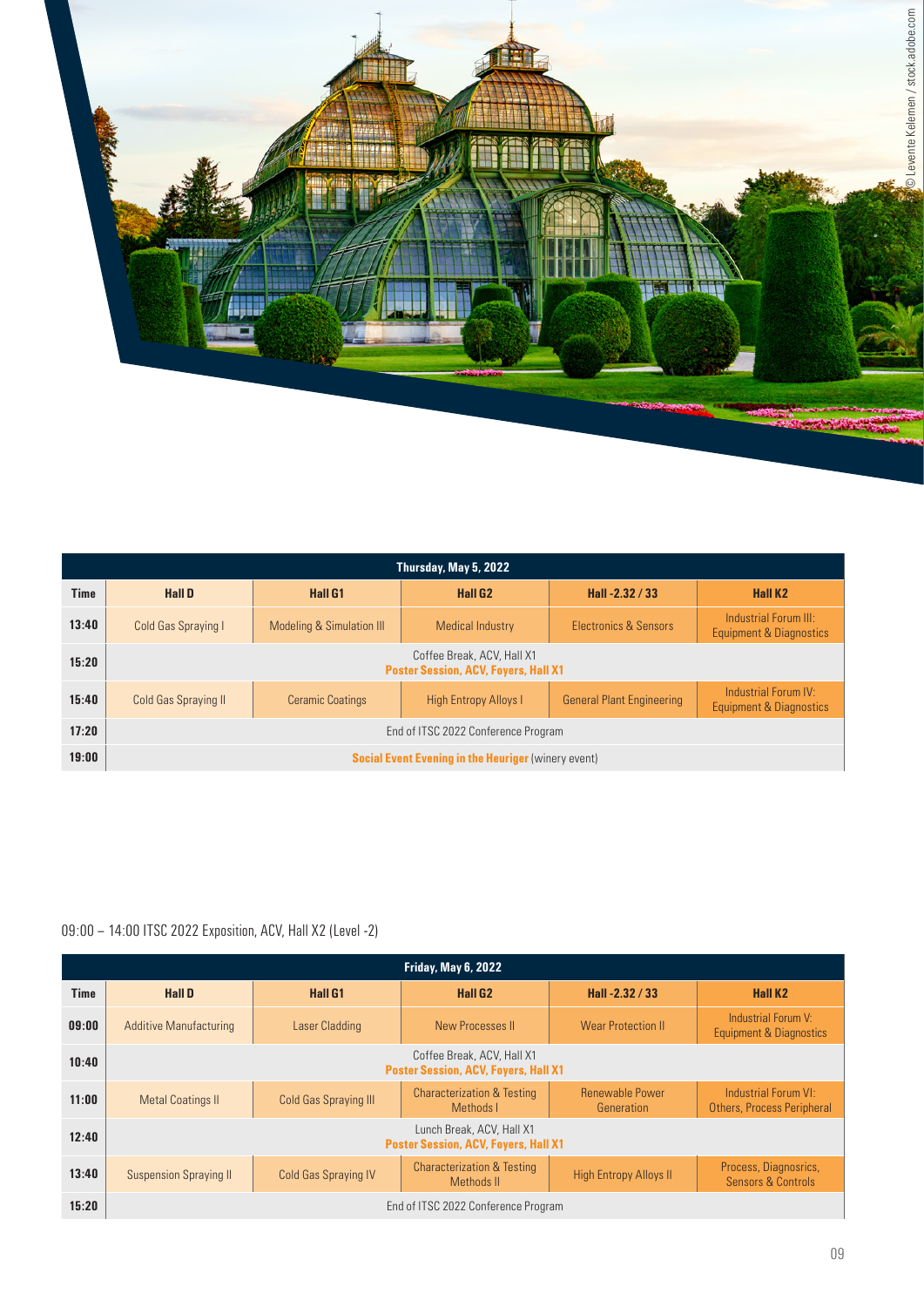| Thursday, May 5, 2022 | | | | | |
|---|---|---|---|---|---|
| **Time** | **Hall D** | **Hall G1** | **Hall G2** | **Hall -2.32 / 33** | **Hall K2** |
| **13:40** | Cold Gas Spraying I | Modeling & Simulation III | Medical Industry | Electronics & Sensors | Industrial Forum III: Equipment & Diagnostics |
| **15:20** | Coffee Break, ACV, Hall X1 **Poster Session, ACV, Foyers, Hall X1** | | | | |
| **15:40** | Cold Gas Spraying II | Ceramic Coatings | High Entropy Alloys I | General Plant Engineering | Industrial Forum IV: Equipment & Diagnostics |
| **17:20** | End of ITSC 2022 Conference Program | | | | |
| **19:00** | **Social Event Evening in the Heuriger** (winery event) | | | | |

09:00 – 14:00 ITSC 2022 Exposition, ACV, Hall X2 (Level -2)

| Friday, May 6, 2022 | | | | | |
|---|---|---|---|---|---|
| **Time** | **Hall D** | **Hall G1** | **Hall G2** | **Hall -2.32 / 33** | **Hall K2** |
| **09:00** | Additive Manufacturing | Laser Cladding | New Processes II | Wear Protection II | Industrial Forum V: Equipment & Diagnostics |
| **10:40** | Coffee Break, ACV, Hall X1 **Poster Session, ACV, Foyers, Hall X1** | | | | |
| **11:00** | Metal Coatings II | Cold Gas Spraying III | Characterization & Testing Methods I | Renewable Power Generation | Industrial Forum VI: Others, Process Peripheral |
| **12:40** | Lunch Break, ACV, Hall X1 **Poster Session, ACV, Foyers, Hall X1** | | | | |
| **13:40** | Suspension Spraying II | Cold Gas Spraying IV | Characterization & Testing Methods II | High Entropy Alloys II | Process, Diagnosrics, Sensors & Controls |
| **15:20** | End of ITSC 2022 Conference Program | | | | |